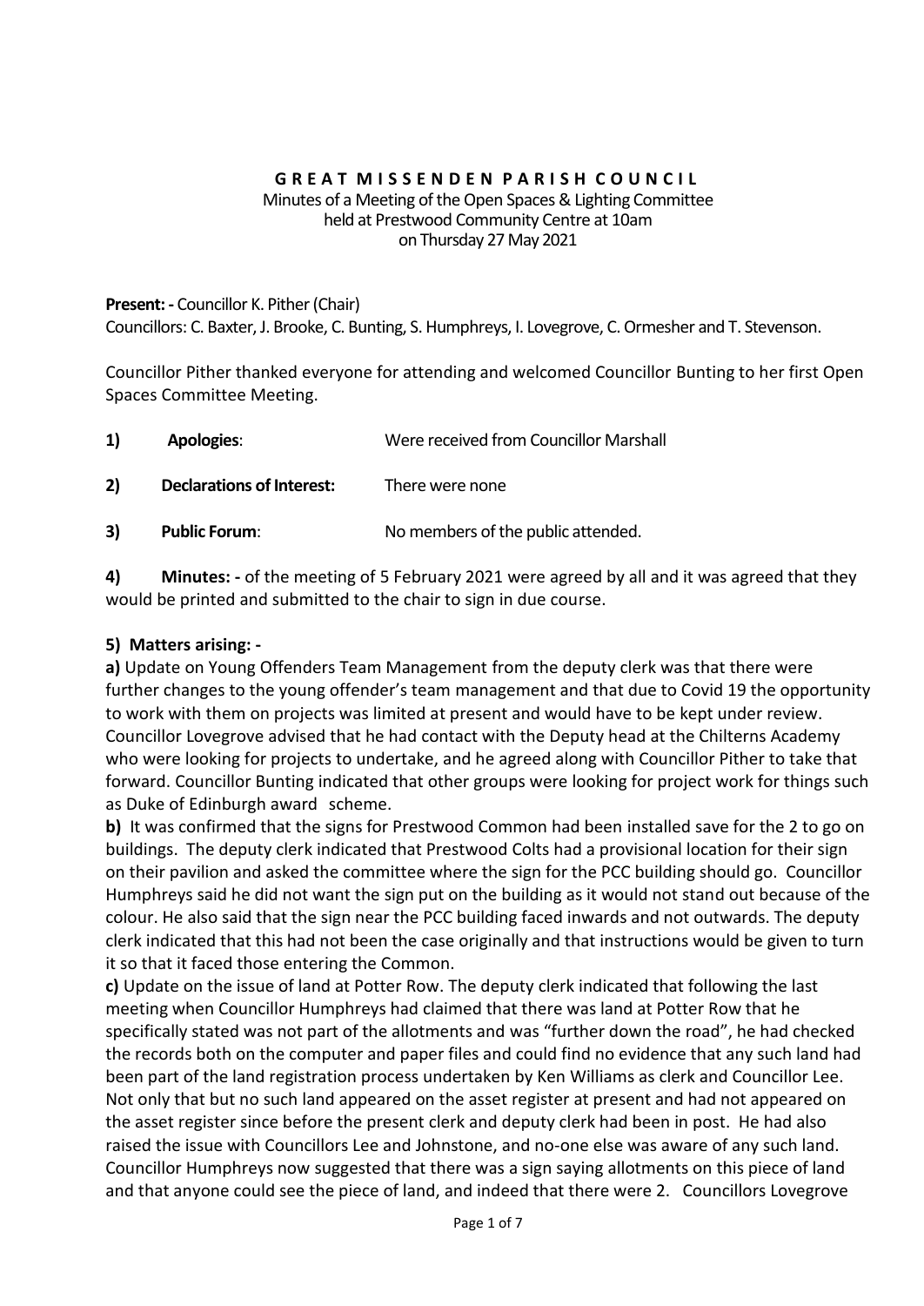**G R E A T M I S S E N D E N P A R I S H C O U N C I L**

Minutes of a Meeting of the Open Spaces & Lighting Committee
held at Prestwood Community Centre at 10am
on Thursday 27 May 2021

**Present: -** Councillor K. Pither (Chair)
Councillors: C. Baxter, J. Brooke, C. Bunting, S. Humphreys, I. Lovegrove, C. Ormesher and T. Stevenson.

Councillor Pither thanked everyone for attending and welcomed Councillor Bunting to her first Open Spaces Committee Meeting.

**1) Apologies**: Were received from Councillor Marshall

**2) Declarations of Interest:** There were none

**3) Public Forum**: No members of the public attended.

**4) Minutes: -** of the meeting of 5 February 2021 were agreed by all and it was agreed that they would be printed and submitted to the chair to sign in due course.

**5) Matters arising: -**

**a)** Update on Young Offenders Team Management from the deputy clerk was that there were further changes to the young offender's team management and that due to Covid 19 the opportunity to work with them on projects was limited at present and would have to be kept under review. Councillor Lovegrove advised that he had contact with the Deputy head at the Chilterns Academy who were looking for projects to undertake, and he agreed along with Councillor Pither to take that forward. Councillor Bunting indicated that other groups were looking for project work for things such as Duke of Edinburgh award scheme.

**b)** It was confirmed that the signs for Prestwood Common had been installed save for the 2 to go on buildings. The deputy clerk indicated that Prestwood Colts had a provisional location for their sign on their pavilion and asked the committee where the sign for the PCC building should go. Councillor Humphreys said he did not want the sign put on the building as it would not stand out because of the colour. He also said that the sign near the PCC building faced inwards and not outwards. The deputy clerk indicated that this had not been the case originally and that instructions would be given to turn it so that it faced those entering the Common.

**c)** Update on the issue of land at Potter Row. The deputy clerk indicated that following the last meeting when Councillor Humphreys had claimed that there was land at Potter Row that he specifically stated was not part of the allotments and was "further down the road", he had checked the records both on the computer and paper files and could find no evidence that any such land had been part of the land registration process undertaken by Ken Williams as clerk and Councillor Lee. Not only that but no such land appeared on the asset register at present and had not appeared on the asset register since before the present clerk and deputy clerk had been in post. He had also raised the issue with Councillors Lee and Johnstone, and no-one else was aware of any such land. Councillor Humphreys now suggested that there was a sign saying allotments on this piece of land and that anyone could see the piece of land, and indeed that there were 2. Councillors Lovegrove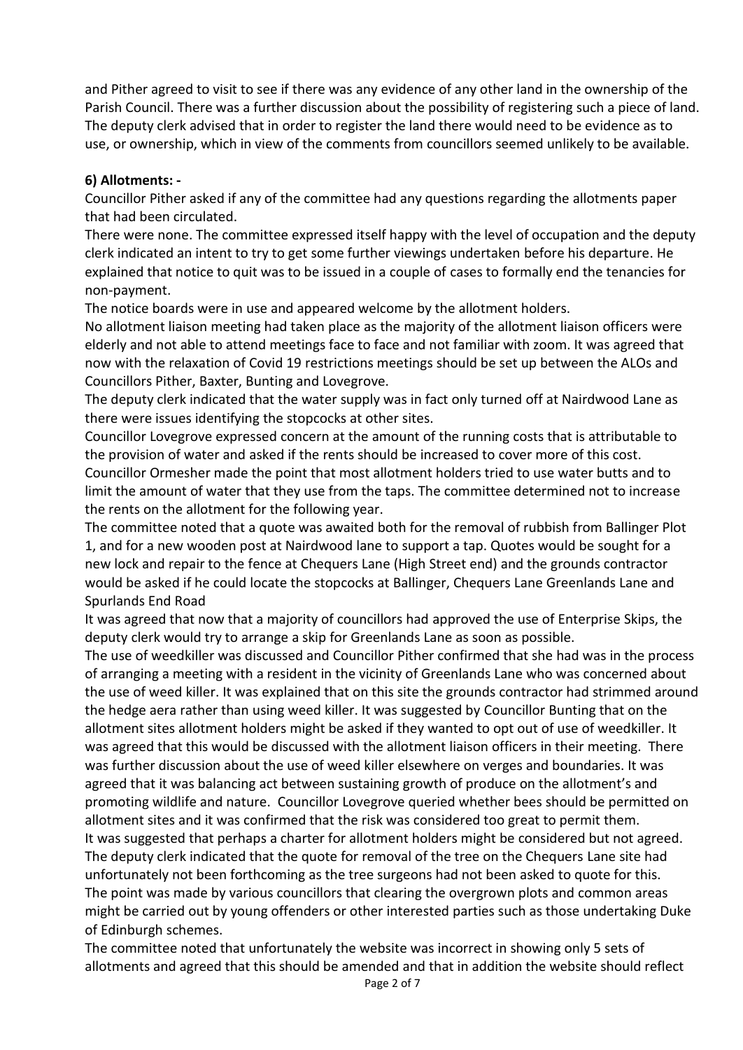and Pither agreed to visit to see if there was any evidence of any other land in the ownership of the Parish Council. There was a further discussion about the possibility of registering such a piece of land. The deputy clerk advised that in order to register the land there would need to be evidence as to use, or ownership, which in view of the comments from councillors seemed unlikely to be available.

**6) Allotments: -**

Councillor Pither asked if any of the committee had any questions regarding the allotments paper that had been circulated.

There were none. The committee expressed itself happy with the level of occupation and the deputy clerk indicated an intent to try to get some further viewings undertaken before his departure. He explained that notice to quit was to be issued in a couple of cases to formally end the tenancies for non-payment.

The notice boards were in use and appeared welcome by the allotment holders.

No allotment liaison meeting had taken place as the majority of the allotment liaison officers were elderly and not able to attend meetings face to face and not familiar with zoom. It was agreed that now with the relaxation of Covid 19 restrictions meetings should be set up between the ALOs and Councillors Pither, Baxter, Bunting and Lovegrove.

The deputy clerk indicated that the water supply was in fact only turned off at Nairdwood Lane as there were issues identifying the stopcocks at other sites.

Councillor Lovegrove expressed concern at the amount of the running costs that is attributable to the provision of water and asked if the rents should be increased to cover more of this cost.

Councillor Ormesher made the point that most allotment holders tried to use water butts and to limit the amount of water that they use from the taps. The committee determined not to increase the rents on the allotment for the following year.

The committee noted that a quote was awaited both for the removal of rubbish from Ballinger Plot 1, and for a new wooden post at Nairdwood lane to support a tap. Quotes would be sought for a new lock and repair to the fence at Chequers Lane (High Street end) and the grounds contractor would be asked if he could locate the stopcocks at Ballinger, Chequers Lane Greenlands Lane and Spurlands End Road

It was agreed that now that a majority of councillors had approved the use of Enterprise Skips, the deputy clerk would try to arrange a skip for Greenlands Lane as soon as possible.

The use of weedkiller was discussed and Councillor Pither confirmed that she had was in the process of arranging a meeting with a resident in the vicinity of Greenlands Lane who was concerned about the use of weed killer. It was explained that on this site the grounds contractor had strimmed around the hedge aera rather than using weed killer. It was suggested by Councillor Bunting that on the allotment sites allotment holders might be asked if they wanted to opt out of use of weedkiller. It was agreed that this would be discussed with the allotment liaison officers in their meeting. There was further discussion about the use of weed killer elsewhere on verges and boundaries. It was agreed that it was balancing act between sustaining growth of produce on the allotment's and promoting wildlife and nature. Councillor Lovegrove queried whether bees should be permitted on allotment sites and it was confirmed that the risk was considered too great to permit them.

It was suggested that perhaps a charter for allotment holders might be considered but not agreed.

The deputy clerk indicated that the quote for removal of the tree on the Chequers Lane site had unfortunately not been forthcoming as the tree surgeons had not been asked to quote for this.

The point was made by various councillors that clearing the overgrown plots and common areas might be carried out by young offenders or other interested parties such as those undertaking Duke of Edinburgh schemes.

The committee noted that unfortunately the website was incorrect in showing only 5 sets of allotments and agreed that this should be amended and that in addition the website should reflect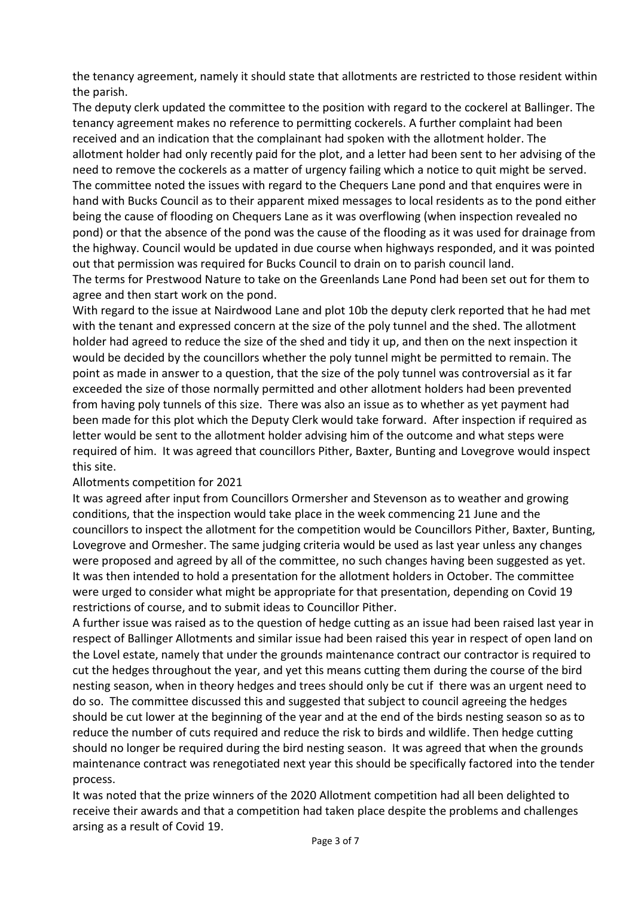the tenancy agreement, namely it should state that allotments are restricted to those resident within the parish.

The deputy clerk updated the committee to the position with regard to the cockerel at Ballinger. The tenancy agreement makes no reference to permitting cockerels. A further complaint had been received and an indication that the complainant had spoken with the allotment holder. The allotment holder had only recently paid for the plot, and a letter had been sent to her advising of the need to remove the cockerels as a matter of urgency failing which a notice to quit might be served.

The committee noted the issues with regard to the Chequers Lane pond and that enquires were in hand with Bucks Council as to their apparent mixed messages to local residents as to the pond either being the cause of flooding on Chequers Lane as it was overflowing (when inspection revealed no pond) or that the absence of the pond was the cause of the flooding as it was used for drainage from the highway. Council would be updated in due course when highways responded, and it was pointed out that permission was required for Bucks Council to drain on to parish council land.

The terms for Prestwood Nature to take on the Greenlands Lane Pond had been set out for them to agree and then start work on the pond.

With regard to the issue at Nairdwood Lane and plot 10b the deputy clerk reported that he had met with the tenant and expressed concern at the size of the poly tunnel and the shed. The allotment holder had agreed to reduce the size of the shed and tidy it up, and then on the next inspection it would be decided by the councillors whether the poly tunnel might be permitted to remain. The point as made in answer to a question, that the size of the poly tunnel was controversial as it far exceeded the size of those normally permitted and other allotment holders had been prevented from having poly tunnels of this size. There was also an issue as to whether as yet payment had been made for this plot which the Deputy Clerk would take forward. After inspection if required as letter would be sent to the allotment holder advising him of the outcome and what steps were required of him. It was agreed that councillors Pither, Baxter, Bunting and Lovegrove would inspect this site.

Allotments competition for 2021

It was agreed after input from Councillors Ormersher and Stevenson as to weather and growing conditions, that the inspection would take place in the week commencing 21 June and the councillors to inspect the allotment for the competition would be Councillors Pither, Baxter, Bunting, Lovegrove and Ormesher. The same judging criteria would be used as last year unless any changes were proposed and agreed by all of the committee, no such changes having been suggested as yet. It was then intended to hold a presentation for the allotment holders in October. The committee were urged to consider what might be appropriate for that presentation, depending on Covid 19 restrictions of course, and to submit ideas to Councillor Pither.

A further issue was raised as to the question of hedge cutting as an issue had been raised last year in respect of Ballinger Allotments and similar issue had been raised this year in respect of open land on the Lovel estate, namely that under the grounds maintenance contract our contractor is required to cut the hedges throughout the year, and yet this means cutting them during the course of the bird nesting season, when in theory hedges and trees should only be cut if there was an urgent need to do so. The committee discussed this and suggested that subject to council agreeing the hedges should be cut lower at the beginning of the year and at the end of the birds nesting season so as to reduce the number of cuts required and reduce the risk to birds and wildlife. Then hedge cutting should no longer be required during the bird nesting season. It was agreed that when the grounds maintenance contract was renegotiated next year this should be specifically factored into the tender process.

It was noted that the prize winners of the 2020 Allotment competition had all been delighted to receive their awards and that a competition had taken place despite the problems and challenges arsing as a result of Covid 19.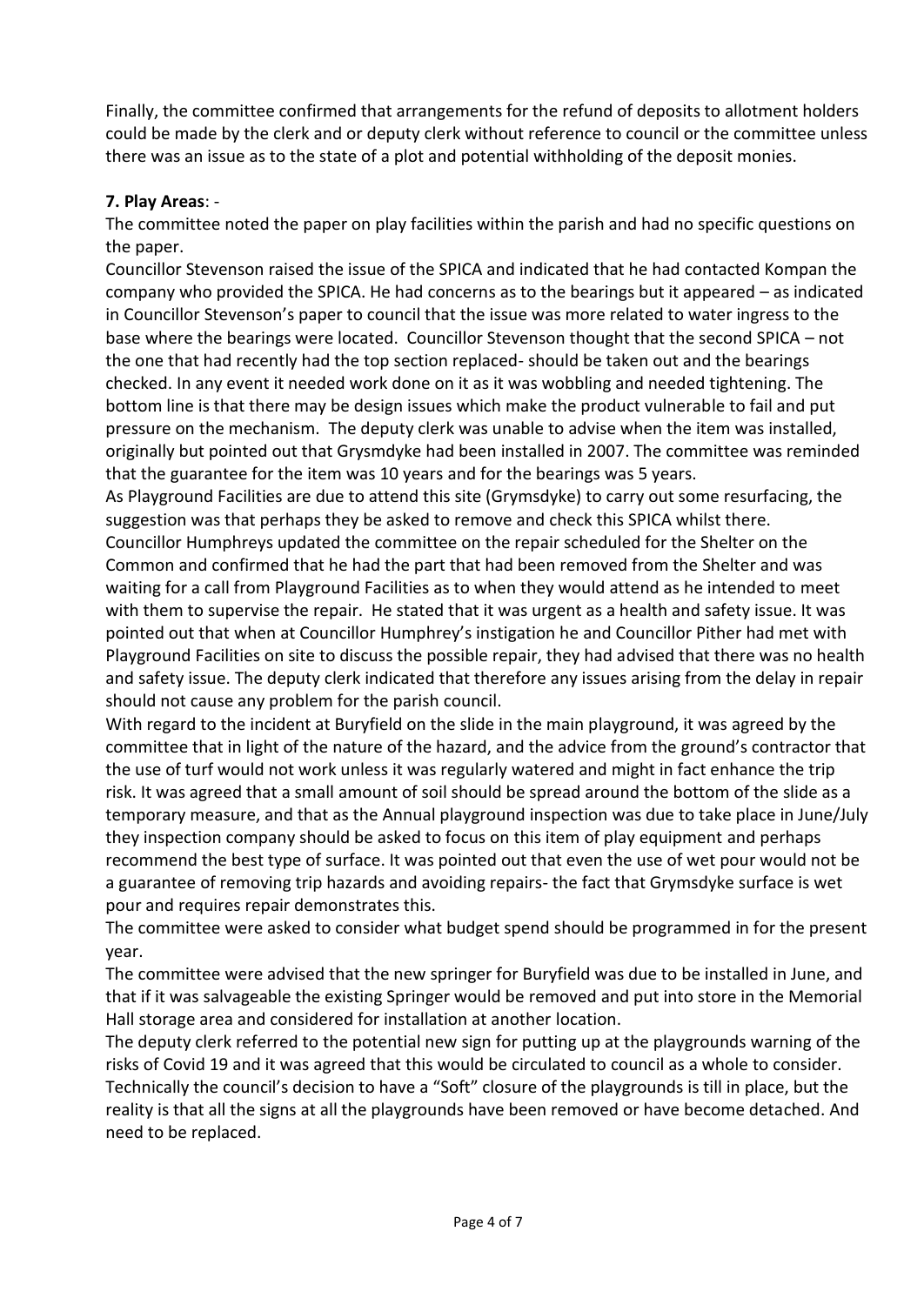Finally, the committee confirmed that arrangements for the refund of deposits to allotment holders could be made by the clerk and or deputy clerk without reference to council or the committee unless there was an issue as to the state of a plot and potential withholding of the deposit monies.

**7. Play Areas**: -

The committee noted the paper on play facilities within the parish and had no specific questions on the paper.

Councillor Stevenson raised the issue of the SPICA and indicated that he had contacted Kompan the company who provided the SPICA. He had concerns as to the bearings but it appeared – as indicated in Councillor Stevenson's paper to council that the issue was more related to water ingress to the base where the bearings were located. Councillor Stevenson thought that the second SPICA – not the one that had recently had the top section replaced- should be taken out and the bearings checked. In any event it needed work done on it as it was wobbling and needed tightening. The bottom line is that there may be design issues which make the product vulnerable to fail and put pressure on the mechanism. The deputy clerk was unable to advise when the item was installed, originally but pointed out that Grysmdyke had been installed in 2007. The committee was reminded that the guarantee for the item was 10 years and for the bearings was 5 years.

As Playground Facilities are due to attend this site (Grymsdyke) to carry out some resurfacing, the suggestion was that perhaps they be asked to remove and check this SPICA whilst there.

Councillor Humphreys updated the committee on the repair scheduled for the Shelter on the Common and confirmed that he had the part that had been removed from the Shelter and was waiting for a call from Playground Facilities as to when they would attend as he intended to meet with them to supervise the repair. He stated that it was urgent as a health and safety issue. It was pointed out that when at Councillor Humphrey's instigation he and Councillor Pither had met with Playground Facilities on site to discuss the possible repair, they had advised that there was no health and safety issue. The deputy clerk indicated that therefore any issues arising from the delay in repair should not cause any problem for the parish council.

With regard to the incident at Buryfield on the slide in the main playground, it was agreed by the committee that in light of the nature of the hazard, and the advice from the ground's contractor that the use of turf would not work unless it was regularly watered and might in fact enhance the trip risk. It was agreed that a small amount of soil should be spread around the bottom of the slide as a temporary measure, and that as the Annual playground inspection was due to take place in June/July they inspection company should be asked to focus on this item of play equipment and perhaps recommend the best type of surface. It was pointed out that even the use of wet pour would not be a guarantee of removing trip hazards and avoiding repairs- the fact that Grymsdyke surface is wet pour and requires repair demonstrates this.

The committee were asked to consider what budget spend should be programmed in for the present year.

The committee were advised that the new springer for Buryfield was due to be installed in June, and that if it was salvageable the existing Springer would be removed and put into store in the Memorial Hall storage area and considered for installation at another location.

The deputy clerk referred to the potential new sign for putting up at the playgrounds warning of the risks of Covid 19 and it was agreed that this would be circulated to council as a whole to consider. Technically the council's decision to have a "Soft" closure of the playgrounds is till in place, but the reality is that all the signs at all the playgrounds have been removed or have become detached. And need to be replaced.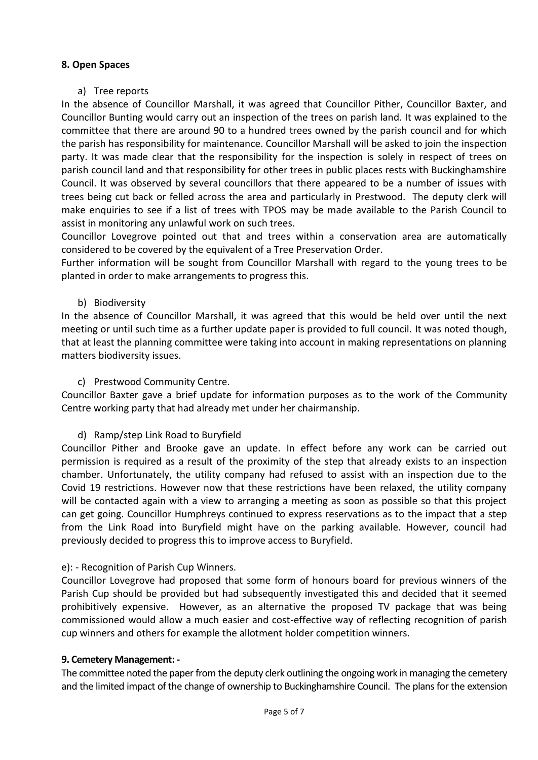**8. Open Spaces**

a) Tree reports

In the absence of Councillor Marshall, it was agreed that Councillor Pither, Councillor Baxter, and Councillor Bunting would carry out an inspection of the trees on parish land. It was explained to the committee that there are around 90 to a hundred trees owned by the parish council and for which the parish has responsibility for maintenance. Councillor Marshall will be asked to join the inspection party. It was made clear that the responsibility for the inspection is solely in respect of trees on parish council land and that responsibility for other trees in public places rests with Buckinghamshire Council. It was observed by several councillors that there appeared to be a number of issues with trees being cut back or felled across the area and particularly in Prestwood. The deputy clerk will make enquiries to see if a list of trees with TPOS may be made available to the Parish Council to assist in monitoring any unlawful work on such trees.

Councillor Lovegrove pointed out that and trees within a conservation area are automatically considered to be covered by the equivalent of a Tree Preservation Order.

Further information will be sought from Councillor Marshall with regard to the young trees to be planted in order to make arrangements to progress this.

b) Biodiversity

In the absence of Councillor Marshall, it was agreed that this would be held over until the next meeting or until such time as a further update paper is provided to full council. It was noted though, that at least the planning committee were taking into account in making representations on planning matters biodiversity issues.

c) Prestwood Community Centre.

Councillor Baxter gave a brief update for information purposes as to the work of the Community Centre working party that had already met under her chairmanship.

d) Ramp/step Link Road to Buryfield

Councillor Pither and Brooke gave an update. In effect before any work can be carried out permission is required as a result of the proximity of the step that already exists to an inspection chamber. Unfortunately, the utility company had refused to assist with an inspection due to the Covid 19 restrictions. However now that these restrictions have been relaxed, the utility company will be contacted again with a view to arranging a meeting as soon as possible so that this project can get going. Councillor Humphreys continued to express reservations as to the impact that a step from the Link Road into Buryfield might have on the parking available. However, council had previously decided to progress this to improve access to Buryfield.

e): - Recognition of Parish Cup Winners.

Councillor Lovegrove had proposed that some form of honours board for previous winners of the Parish Cup should be provided but had subsequently investigated this and decided that it seemed prohibitively expensive. However, as an alternative the proposed TV package that was being commissioned would allow a much easier and cost-effective way of reflecting recognition of parish cup winners and others for example the allotment holder competition winners.

**9. Cemetery Management: -**

The committee noted the paper from the deputy clerk outlining the ongoing work in managing the cemetery and the limited impact of the change of ownership to Buckinghamshire Council. The plans for the extension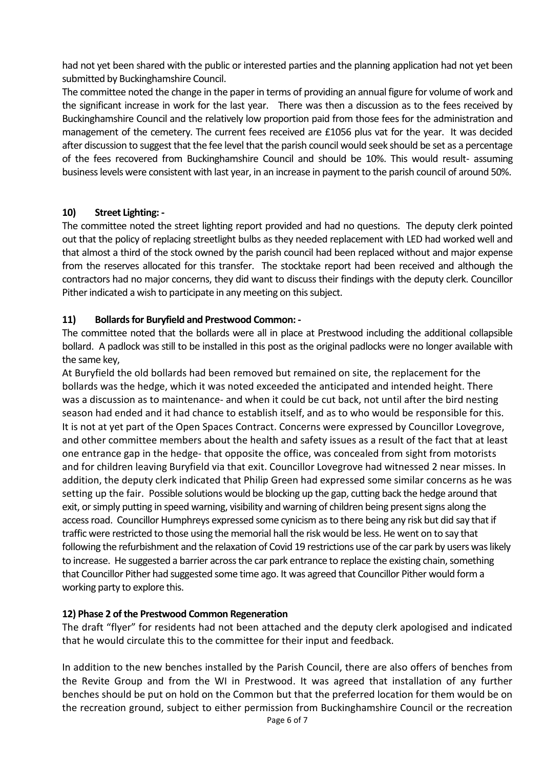had not yet been shared with the public or interested parties and the planning application had not yet been submitted by Buckinghamshire Council.

The committee noted the change in the paper in terms of providing an annual figure for volume of work and the significant increase in work for the last year. There was then a discussion as to the fees received by Buckinghamshire Council and the relatively low proportion paid from those fees for the administration and management of the cemetery. The current fees received are £1056 plus vat for the year. It was decided after discussion to suggest that the fee level that the parish council would seek should be set as a percentage of the fees recovered from Buckinghamshire Council and should be 10%. This would result- assuming business levels were consistent with last year, in an increase in payment to the parish council of around 50%.

**10) Street Lighting: -**

The committee noted the street lighting report provided and had no questions. The deputy clerk pointed out that the policy of replacing streetlight bulbs as they needed replacement with LED had worked well and that almost a third of the stock owned by the parish council had been replaced without and major expense from the reserves allocated for this transfer. The stocktake report had been received and although the contractors had no major concerns, they did want to discuss their findings with the deputy clerk. Councillor Pither indicated a wish to participate in any meeting on this subject.

**11) Bollards for Buryfield and Prestwood Common: -**

The committee noted that the bollards were all in place at Prestwood including the additional collapsible bollard. A padlock was still to be installed in this post as the original padlocks were no longer available with the same key,

At Buryfield the old bollards had been removed but remained on site, the replacement for the bollards was the hedge, which it was noted exceeded the anticipated and intended height. There was a discussion as to maintenance- and when it could be cut back, not until after the bird nesting season had ended and it had chance to establish itself, and as to who would be responsible for this. It is not at yet part of the Open Spaces Contract. Concerns were expressed by Councillor Lovegrove, and other committee members about the health and safety issues as a result of the fact that at least one entrance gap in the hedge- that opposite the office, was concealed from sight from motorists and for children leaving Buryfield via that exit. Councillor Lovegrove had witnessed 2 near misses. In addition, the deputy clerk indicated that Philip Green had expressed some similar concerns as he was setting up the fair. Possible solutions would be blocking up the gap, cutting back the hedge around that exit, or simply putting in speed warning, visibility and warning of children being present signs along the access road. Councillor Humphreys expressed some cynicism as to there being any risk but did say that if traffic were restricted to those using the memorial hall the risk would be less. He went on to say that following the refurbishment and the relaxation of Covid 19 restrictions use of the car park by users was likely to increase. He suggested a barrier across the car park entrance to replace the existing chain, something that Councillor Pither had suggested some time ago. It was agreed that Councillor Pither would form a working party to explore this.

**12) Phase 2 of the Prestwood Common Regeneration**

The draft "flyer" for residents had not been attached and the deputy clerk apologised and indicated that he would circulate this to the committee for their input and feedback.

In addition to the new benches installed by the Parish Council, there are also offers of benches from the Revite Group and from the WI in Prestwood. It was agreed that installation of any further benches should be put on hold on the Common but that the preferred location for them would be on the recreation ground, subject to either permission from Buckinghamshire Council or the recreation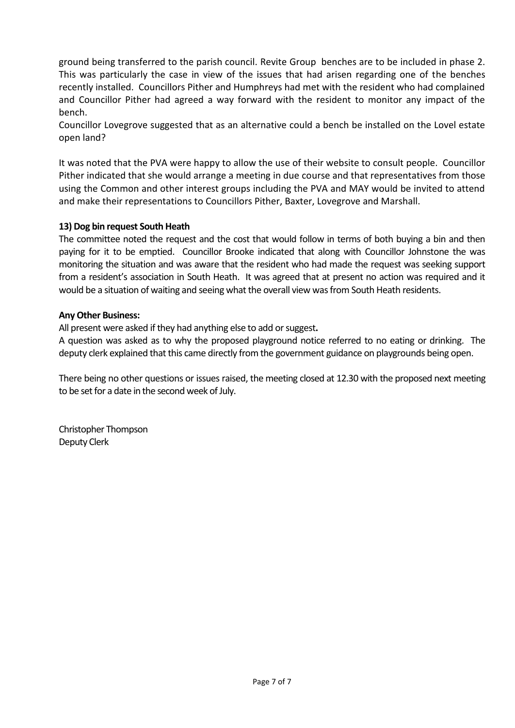ground being transferred to the parish council. Revite Group  benches are to be included in phase 2. This was particularly the case in view of the issues that had arisen regarding one of the benches recently installed.  Councillors Pither and Humphreys had met with the resident who had complained and Councillor Pither had agreed a way forward with the resident to monitor any impact of the bench.
Councillor Lovegrove suggested that as an alternative could a bench be installed on the Lovel estate open land?

It was noted that the PVA were happy to allow the use of their website to consult people.  Councillor Pither indicated that she would arrange a meeting in due course and that representatives from those using the Common and other interest groups including the PVA and MAY would be invited to attend and make their representations to Councillors Pither, Baxter, Lovegrove and Marshall.

**13) Dog bin request South Heath**

The committee noted the request and the cost that would follow in terms of both buying a bin and then paying for it to be emptied.  Councillor Brooke indicated that along with Councillor Johnstone the was monitoring the situation and was aware that the resident who had made the request was seeking support from a resident's association in South Heath.  It was agreed that at present no action was required and it would be a situation of waiting and seeing what the overall view was from South Heath residents.

**Any Other Business:**

All present were asked if they had anything else to add or suggest**.**
A question was asked as to why the proposed playground notice referred to no eating or drinking.  The deputy clerk explained that this came directly from the government guidance on playgrounds being open.

There being no other questions or issues raised, the meeting closed at 12.30 with the proposed next meeting to be set for a date in the second week of July.

Christopher Thompson
Deputy Clerk